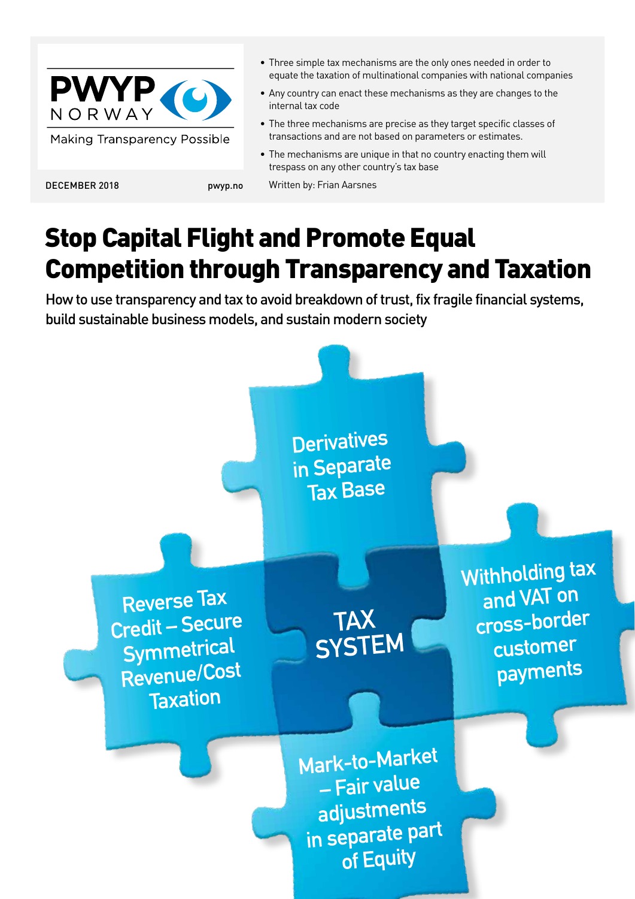PWYP NORWAY

Making Transparency Possible

DECEMBER 2018

pwyp.no

- Three simple tax mechanisms are the only ones needed in order to equate the taxation of multinational companies with national companies
- Any country can enact these mechanisms as they are changes to the internal tax code
- The three mechanisms are precise as they target specific classes of transactions and are not based on parameters or estimates.
- The mechanisms are unique in that no country enacting them will trespass on any other country's tax base

Written by: Frian Aarsnes

# Stop Capital Flight and Promote Equal Competition through Transparency and Taxation

How to use transparency and tax to avoid breakdown of trust, fix fragile financial systems, build sustainable business models, and sustain modern society

Derivatives in Separate Tax Base

Reverse Tax Credit – Secure Symmetrical Revenue/Cost Taxation

TAX SYSTEM

Withholding tax and VAT on cross-border customer payments

Mark-to-Market – Fair value adjustments in separate part of Equity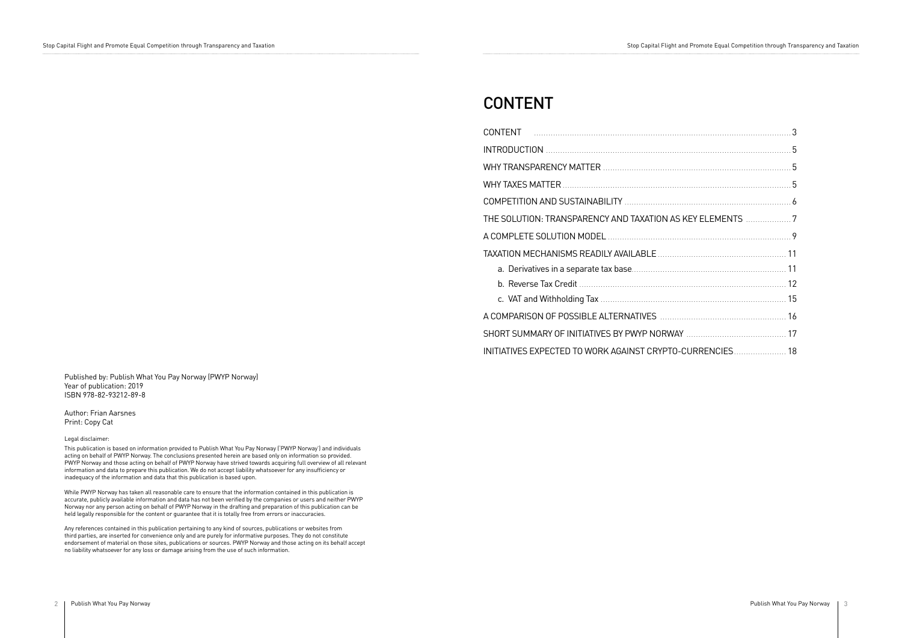Published by: Publish What You Pay Norway (PWYP Norway)
Year of publication: 2019
ISBN 978-82-93212-89-8

Author: Frian Aarsnes
Print: Copy Cat

Legal disclaimer:

This publication is based on information provided to Publish What You Pay Norway ('PWYP Norway') and individuals acting on behalf of PWYP Norway. The conclusions presented herein are based only on information so provided. PWYP Norway and those acting on behalf of PWYP Norway have strived towards acquiring full overview of all relevant information and data to prepare this publication. We do not accept liability whatsoever for any insufficiency or inadequacy of the information and data that this publication is based upon.

While PWYP Norway has taken all reasonable care to ensure that the information contained in this publication is accurate, publicly available information and data has not been verified by the companies or users and neither PWYP Norway nor any person acting on behalf of PWYP Norway in the drafting and preparation of this publication can be held legally responsible for the content or guarantee that it is totally free from errors or inaccuracies.

Any references contained in this publication pertaining to any kind of sources, publications or websites from third parties, are inserted for convenience only and are purely for informative purposes. They do not constitute endorsement of material on those sites, publications or sources. PWYP Norway and those acting on its behalf accept no liability whatsoever for any loss or damage arising from the use of such information.

# CONTENT

CONTENT ....... 3
INTRODUCTION ....... 5
WHY TRANSPARENCY MATTER ....... 5
WHY TAXES MATTER ....... 5
COMPETITION AND SUSTAINABILITY ....... 6
THE SOLUTION: TRANSPARENCY AND TAXATION AS KEY ELEMENTS ....... 7
A COMPLETE SOLUTION MODEL ....... 9
TAXATION MECHANISMS READILY AVAILABLE ....... 11
- a. Derivatives in a separate tax base ....... 11
- b. Reverse Tax Credit ....... 12
- c. VAT and Withholding Tax ....... 15

A COMPARISON OF POSSIBLE ALTERNATIVES ....... 16
SHORT SUMMARY OF INITIATIVES BY PWYP NORWAY ....... 17
INITIATIVES EXPECTED TO WORK AGAINST CRYPTO-CURRENCIES ....... 18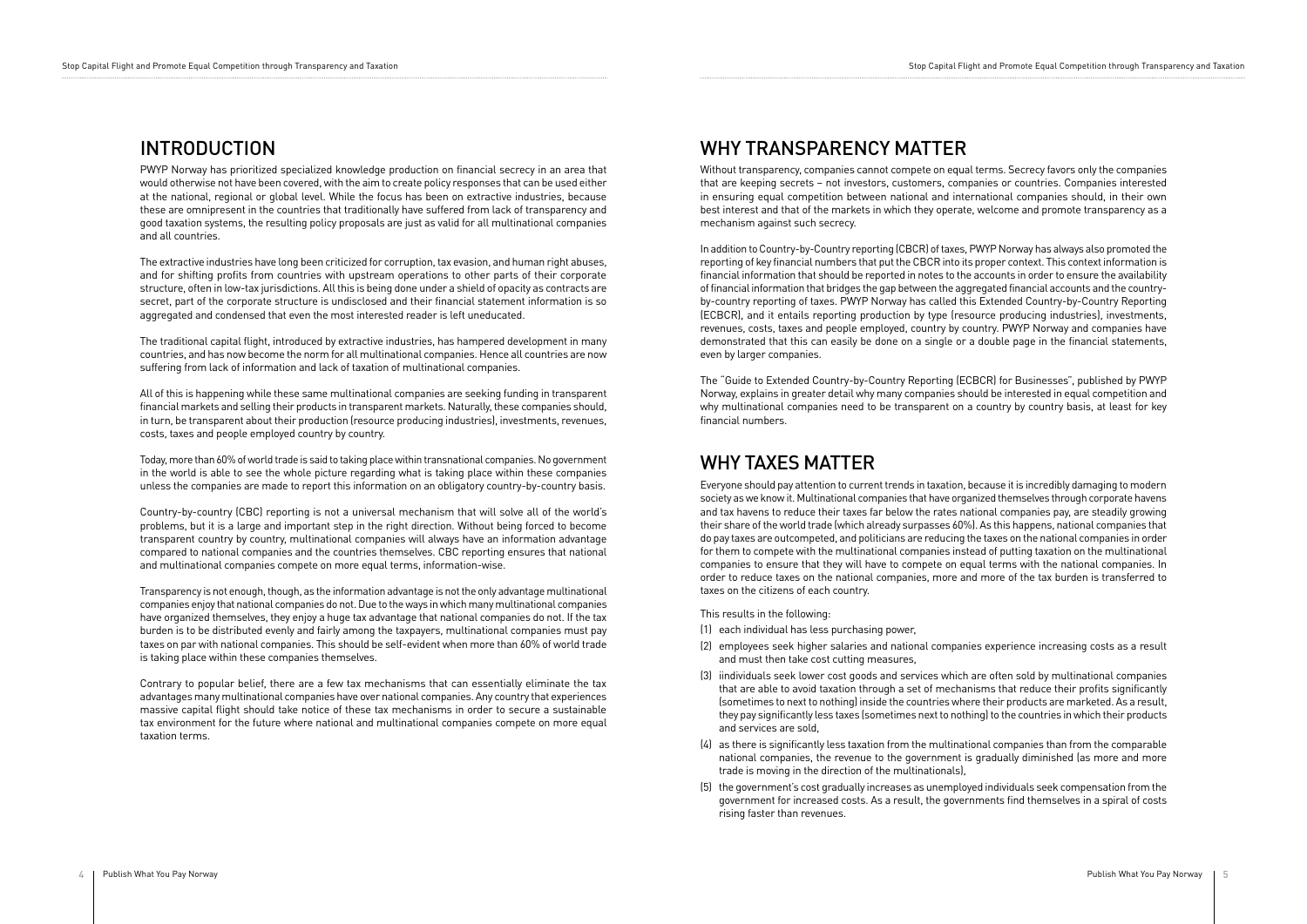# INTRODUCTION

PWYP Norway has prioritized specialized knowledge production on financial secrecy in an area that would otherwise not have been covered, with the aim to create policy responses that can be used either at the national, regional or global level. While the focus has been on extractive industries, because these are omnipresent in the countries that traditionally have suffered from lack of transparency and good taxation systems, the resulting policy proposals are just as valid for all multinational companies and all countries.

The extractive industries have long been criticized for corruption, tax evasion, and human right abuses, and for shifting profits from countries with upstream operations to other parts of their corporate structure, often in low-tax jurisdictions. All this is being done under a shield of opacity as contracts are secret, part of the corporate structure is undisclosed and their financial statement information is so aggregated and condensed that even the most interested reader is left uneducated.

The traditional capital flight, introduced by extractive industries, has hampered development in many countries, and has now become the norm for all multinational companies. Hence all countries are now suffering from lack of information and lack of taxation of multinational companies.

All of this is happening while these same multinational companies are seeking funding in transparent financial markets and selling their products in transparent markets. Naturally, these companies should, in turn, be transparent about their production (resource producing industries), investments, revenues, costs, taxes and people employed country by country.

Today, more than 60% of world trade is said to taking place within transnational companies. No government in the world is able to see the whole picture regarding what is taking place within these companies unless the companies are made to report this information on an obligatory country-by-country basis.

Country-by-country (CBC) reporting is not a universal mechanism that will solve all of the world's problems, but it is a large and important step in the right direction. Without being forced to become transparent country by country, multinational companies will always have an information advantage compared to national companies and the countries themselves. CBC reporting ensures that national and multinational companies compete on more equal terms, information-wise.

Transparency is not enough, though, as the information advantage is not the only advantage multinational companies enjoy that national companies do not. Due to the ways in which many multinational companies have organized themselves, they enjoy a huge tax advantage that national companies do not. If the tax burden is to be distributed evenly and fairly among the taxpayers, multinational companies must pay taxes on par with national companies. This should be self-evident when more than 60% of world trade is taking place within these companies themselves.

Contrary to popular belief, there are a few tax mechanisms that can essentially eliminate the tax advantages many multinational companies have over national companies. Any country that experiences massive capital flight should take notice of these tax mechanisms in order to secure a sustainable tax environment for the future where national and multinational companies compete on more equal taxation terms.

# WHY TRANSPARENCY MATTER

Without transparency, companies cannot compete on equal terms. Secrecy favors only the companies that are keeping secrets – not investors, customers, companies or countries. Companies interested in ensuring equal competition between national and international companies should, in their own best interest and that of the markets in which they operate, welcome and promote transparency as a mechanism against such secrecy.

In addition to Country-by-Country reporting (CBCR) of taxes, PWYP Norway has always also promoted the reporting of key financial numbers that put the CBCR into its proper context. This context information is financial information that should be reported in notes to the accounts in order to ensure the availability of financial information that bridges the gap between the aggregated financial accounts and the country-by-country reporting of taxes. PWYP Norway has called this Extended Country-by-Country Reporting (ECBCR), and it entails reporting production by type (resource producing industries), investments, revenues, costs, taxes and people employed, country by country. PWYP Norway and companies have demonstrated that this can easily be done on a single or a double page in the financial statements, even by larger companies.

The "Guide to Extended Country-by-Country Reporting (ECBCR) for Businesses", published by PWYP Norway, explains in greater detail why many companies should be interested in equal competition and why multinational companies need to be transparent on a country by country basis, at least for key financial numbers.

# WHY TAXES MATTER

Everyone should pay attention to current trends in taxation, because it is incredibly damaging to modern society as we know it. Multinational companies that have organized themselves through corporate havens and tax havens to reduce their taxes far below the rates national companies pay, are steadily growing their share of the world trade (which already surpasses 60%). As this happens, national companies that do pay taxes are outcompeted, and politicians are reducing the taxes on the national companies in order for them to compete with the multinational companies instead of putting taxation on the multinational companies to ensure that they will have to compete on equal terms with the national companies. In order to reduce taxes on the national companies, more and more of the tax burden is transferred to taxes on the citizens of each country.

This results in the following:

(1) each individual has less purchasing power,

(2) employees seek higher salaries and national companies experience increasing costs as a result and must then take cost cutting measures,

(3) iindividuals seek lower cost goods and services which are often sold by multinational companies that are able to avoid taxation through a set of mechanisms that reduce their profits significantly (sometimes to next to nothing) inside the countries where their products are marketed. As a result, they pay significantly less taxes (sometimes next to nothing) to the countries in which their products and services are sold,

(4) as there is significantly less taxation from the multinational companies than from the comparable national companies, the revenue to the government is gradually diminished (as more and more trade is moving in the direction of the multinationals),

(5) the government's cost gradually increases as unemployed individuals seek compensation from the government for increased costs. As a result, the governments find themselves in a spiral of costs rising faster than revenues.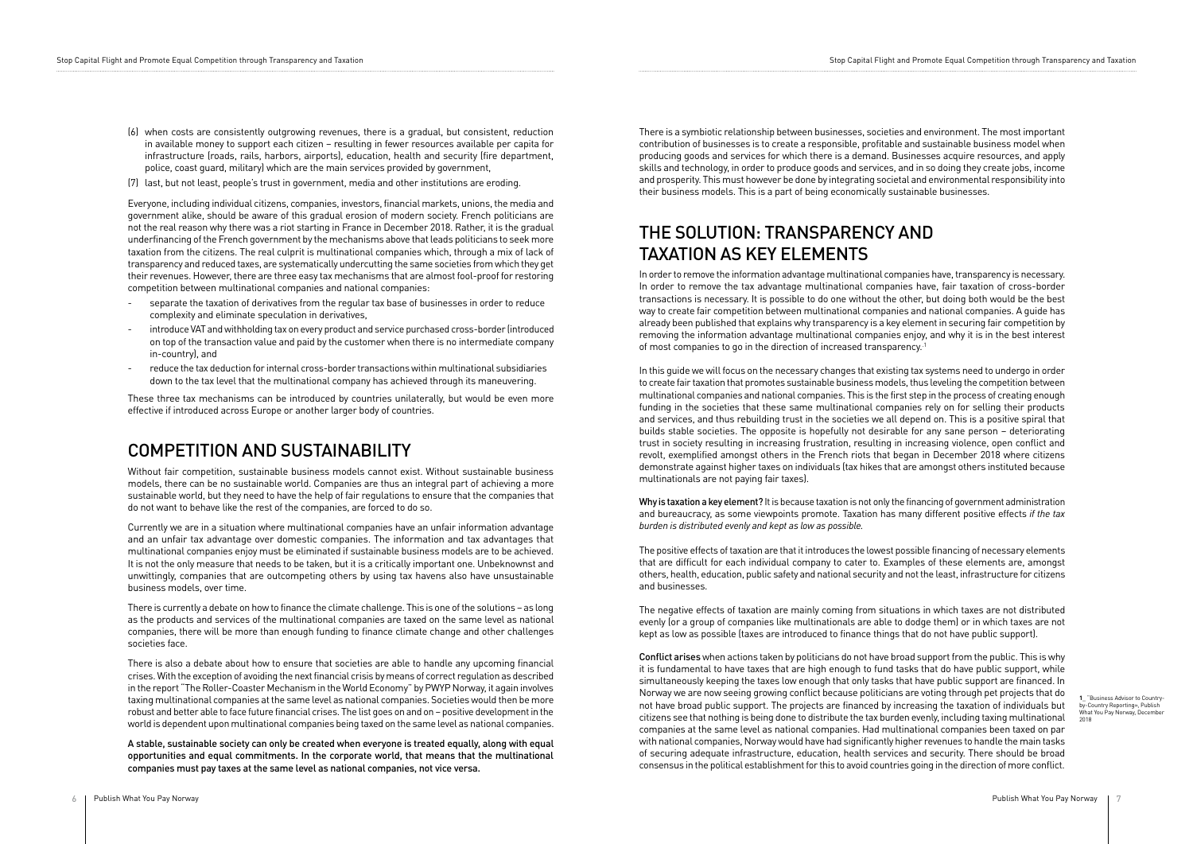(6) when costs are consistently outgrowing revenues, there is a gradual, but consistent, reduction in available money to support each citizen – resulting in fewer resources available per capita for infrastructure (roads, rails, harbors, airports), education, health and security (fire department, police, coast guard, military) which are the main services provided by government,

(7) last, but not least, people's trust in government, media and other institutions are eroding.

Everyone, including individual citizens, companies, investors, financial markets, unions, the media and government alike, should be aware of this gradual erosion of modern society. French politicians are not the real reason why there was a riot starting in France in December 2018. Rather, it is the gradual underfinancing of the French government by the mechanisms above that leads politicians to seek more taxation from the citizens. The real culprit is multinational companies which, through a mix of lack of transparency and reduced taxes, are systematically undercutting the same societies from which they get their revenues. However, there are three easy tax mechanisms that are almost fool-proof for restoring competition between multinational companies and national companies:

- separate the taxation of derivatives from the regular tax base of businesses in order to reduce complexity and eliminate speculation in derivatives,
- introduce VAT and withholding tax on every product and service purchased cross-border (introduced on top of the transaction value and paid by the customer when there is no intermediate company in-country), and
- reduce the tax deduction for internal cross-border transactions within multinational subsidiaries down to the tax level that the multinational company has achieved through its maneuvering.

These three tax mechanisms can be introduced by countries unilaterally, but would be even more effective if introduced across Europe or another larger body of countries.

## COMPETITION AND SUSTAINABILITY

Without fair competition, sustainable business models cannot exist. Without sustainable business models, there can be no sustainable world. Companies are thus an integral part of achieving a more sustainable world, but they need to have the help of fair regulations to ensure that the companies that do not want to behave like the rest of the companies, are forced to do so.

Currently we are in a situation where multinational companies have an unfair information advantage and an unfair tax advantage over domestic companies. The information and tax advantages that multinational companies enjoy must be eliminated if sustainable business models are to be achieved. It is not the only measure that needs to be taken, but it is a critically important one. Unbeknownst and unwittingly, companies that are outcompeting others by using tax havens also have unsustainable business models, over time.

There is currently a debate on how to finance the climate challenge. This is one of the solutions – as long as the products and services of the multinational companies are taxed on the same level as national companies, there will be more than enough funding to finance climate change and other challenges societies face.

There is also a debate about how to ensure that societies are able to handle any upcoming financial crises. With the exception of avoiding the next financial crisis by means of correct regulation as described in the report "The Roller-Coaster Mechanism in the World Economy" by PWYP Norway, it again involves taxing multinational companies at the same level as national companies. Societies would then be more robust and better able to face future financial crises. The list goes on and on – positive development in the world is dependent upon multinational companies being taxed on the same level as national companies.

**A stable, sustainable society can only be created when everyone is treated equally, along with equal opportunities and equal commitments. In the corporate world, that means that the multinational companies must pay taxes at the same level as national companies, not vice versa.**

There is a symbiotic relationship between businesses, societies and environment. The most important contribution of businesses is to create a responsible, profitable and sustainable business model when producing goods and services for which there is a demand. Businesses acquire resources, and apply skills and technology, in order to produce goods and services, and in so doing they create jobs, income and prosperity. This must however be done by integrating societal and environmental responsibility into their business models. This is a part of being economically sustainable businesses.

## THE SOLUTION: TRANSPARENCY AND TAXATION AS KEY ELEMENTS

In order to remove the information advantage multinational companies have, transparency is necessary. In order to remove the tax advantage multinational companies have, fair taxation of cross-border transactions is necessary. It is possible to do one without the other, but doing both would be the best way to create fair competition between multinational companies and national companies. A guide has already been published that explains why transparency is a key element in securing fair competition by removing the information advantage multinational companies enjoy, and why it is in the best interest of most companies to go in the direction of increased transparency.[1]

In this guide we will focus on the necessary changes that existing tax systems need to undergo in order to create fair taxation that promotes sustainable business models, thus leveling the competition between multinational companies and national companies. This is the first step in the process of creating enough funding in the societies that these same multinational companies rely on for selling their products and services, and thus rebuilding trust in the societies we all depend on. This is a positive spiral that builds stable societies. The opposite is hopefully not desirable for any sane person – deteriorating trust in society resulting in increasing frustration, resulting in increasing violence, open conflict and revolt, exemplified amongst others in the French riots that began in December 2018 where citizens demonstrate against higher taxes on individuals (tax hikes that are amongst others instituted because multinationals are not paying fair taxes).

**Why is taxation a key element?** It is because taxation is not only the financing of government administration and bureaucracy, as some viewpoints promote. Taxation has many different positive effects *if the tax burden is distributed evenly and kept as low as possible.*

The positive effects of taxation are that it introduces the lowest possible financing of necessary elements that are difficult for each individual company to cater to. Examples of these elements are, amongst others, health, education, public safety and national security and not the least, infrastructure for citizens and businesses.

The negative effects of taxation are mainly coming from situations in which taxes are not distributed evenly (or a group of companies like multinationals are able to dodge them) or in which taxes are not kept as low as possible (taxes are introduced to finance things that do not have public support).

**Conflict arises** when actions taken by politicians do not have broad support from the public. This is why it is fundamental to have taxes that are high enough to fund tasks that do have public support, while simultaneously keeping the taxes low enough that only tasks that have public support are financed. In Norway we are now seeing growing conflict because politicians are voting through pet projects that do not have broad public support. The projects are financed by increasing the taxation of individuals but citizens see that nothing is being done to distribute the tax burden evenly, including taxing multinational companies at the same level as national companies. Had multinational companies been taxed on par with national companies, Norway would have had significantly higher revenues to handle the main tasks of securing adequate infrastructure, education, health services and security. There should be broad consensus in the political establishment for this to avoid countries going in the direction of more conflict.

[1] "Business Advisor to Country-by-Country Reporting», Publish What You Pay Norway, December 2018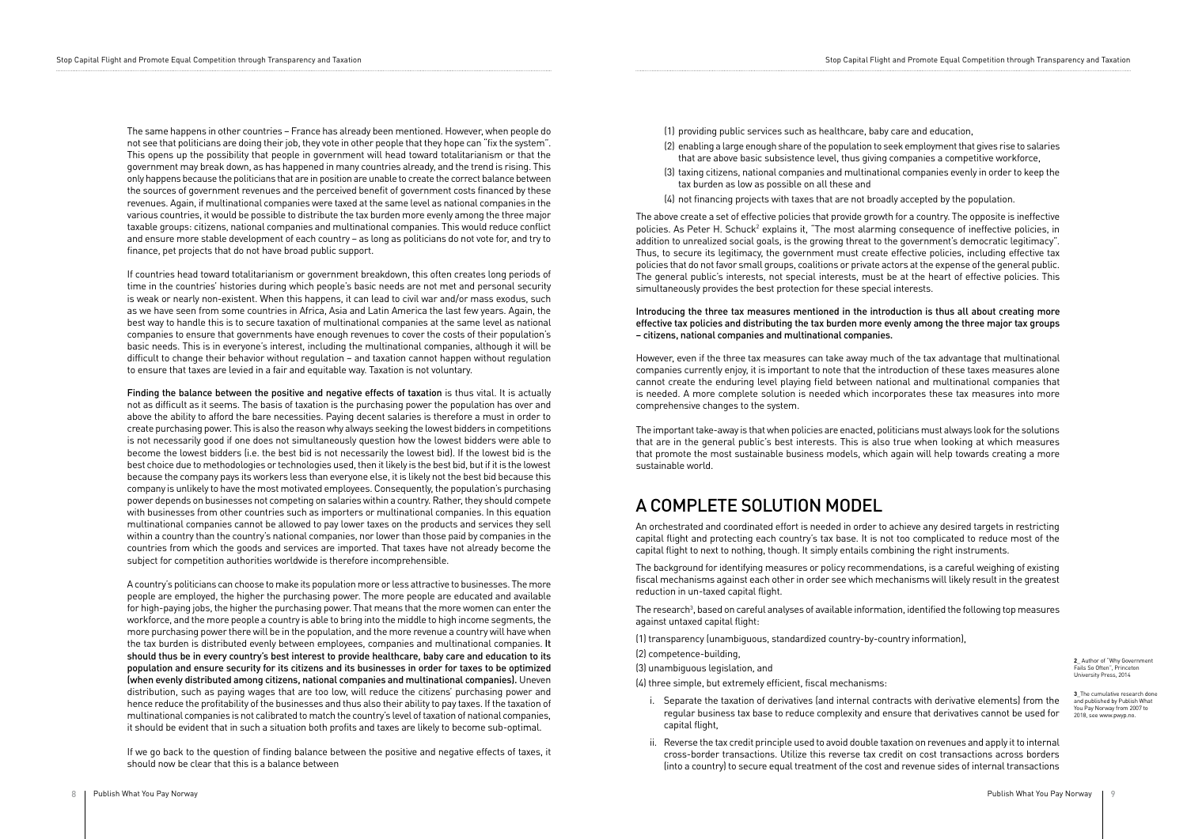The same happens in other countries – France has already been mentioned. However, when people do not see that politicians are doing their job, they vote in other people that they hope can "fix the system". This opens up the possibility that people in government will head toward totalitarianism or that the government may break down, as has happened in many countries already, and the trend is rising. This only happens because the politicians that are in position are unable to create the correct balance between the sources of government revenues and the perceived benefit of government costs financed by these revenues. Again, if multinational companies were taxed at the same level as national companies in the various countries, it would be possible to distribute the tax burden more evenly among the three major taxable groups: citizens, national companies and multinational companies. This would reduce conflict and ensure more stable development of each country – as long as politicians do not vote for, and try to finance, pet projects that do not have broad public support.

If countries head toward totalitarianism or government breakdown, this often creates long periods of time in the countries' histories during which people's basic needs are not met and personal security is weak or nearly non-existent. When this happens, it can lead to civil war and/or mass exodus, such as we have seen from some countries in Africa, Asia and Latin America the last few years. Again, the best way to handle this is to secure taxation of multinational companies at the same level as national companies to ensure that governments have enough revenues to cover the costs of their population's basic needs. This is in everyone's interest, including the multinational companies, although it will be difficult to change their behavior without regulation – and taxation cannot happen without regulation to ensure that taxes are levied in a fair and equitable way. Taxation is not voluntary.

**Finding the balance between the positive and negative effects of taxation** is thus vital. It is actually not as difficult as it seems. The basis of taxation is the purchasing power the population has over and above the ability to afford the bare necessities. Paying decent salaries is therefore a must in order to create purchasing power. This is also the reason why always seeking the lowest bidders in competitions is not necessarily good if one does not simultaneously question how the lowest bidders were able to become the lowest bidders (i.e. the best bid is not necessarily the lowest bid). If the lowest bid is the best choice due to methodologies or technologies used, then it likely is the best bid, but if it is the lowest because the company pays its workers less than everyone else, it is likely not the best bid because this company is unlikely to have the most motivated employees. Consequently, the population's purchasing power depends on businesses not competing on salaries within a country. Rather, they should compete with businesses from other countries such as importers or multinational companies. In this equation multinational companies cannot be allowed to pay lower taxes on the products and services they sell within a country than the country's national companies, nor lower than those paid by companies in the countries from which the goods and services are imported. That taxes have not already become the subject for competition authorities worldwide is therefore incomprehensible.

A country's politicians can choose to make its population more or less attractive to businesses. The more people are employed, the higher the purchasing power. The more people are educated and available for high-paying jobs, the higher the purchasing power. That means that the more women can enter the workforce, and the more people a country is able to bring into the middle to high income segments, the more purchasing power there will be in the population, and the more revenue a country will have when the tax burden is distributed evenly between employees, companies and multinational companies. **It should thus be in every country's best interest to provide healthcare, baby care and education to its population and ensure security for its citizens and its businesses in order for taxes to be optimized (when evenly distributed among citizens, national companies and multinational companies).** Uneven distribution, such as paying wages that are too low, will reduce the citizens' purchasing power and hence reduce the profitability of the businesses and thus also their ability to pay taxes. If the taxation of multinational companies is not calibrated to match the country's level of taxation of national companies, it should be evident that in such a situation both profits and taxes are likely to become sub-optimal.

If we go back to the question of finding balance between the positive and negative effects of taxes, it should now be clear that this is a balance between

(1) providing public services such as healthcare, baby care and education,

(2) enabling a large enough share of the population to seek employment that gives rise to salaries that are above basic subsistence level, thus giving companies a competitive workforce,

(3) taxing citizens, national companies and multinational companies evenly in order to keep the tax burden as low as possible on all these and

(4) not financing projects with taxes that are not broadly accepted by the population.

The above create a set of effective policies that provide growth for a country. The opposite is ineffective policies. As Peter H. Schuck[2] explains it, "The most alarming consequence of ineffective policies, in addition to unrealized social goals, is the growing threat to the government's democratic legitimacy". Thus, to secure its legitimacy, the government must create effective policies, including effective tax policies that do not favor small groups, coalitions or private actors at the expense of the general public. The general public's interests, not special interests, must be at the heart of effective policies. This simultaneously provides the best protection for these special interests.

**Introducing the three tax measures mentioned in the introduction is thus all about creating more effective tax policies and distributing the tax burden more evenly among the three major tax groups – citizens, national companies and multinational companies.**

However, even if the three tax measures can take away much of the tax advantage that multinational companies currently enjoy, it is important to note that the introduction of these taxes measures alone cannot create the enduring level playing field between national and multinational companies that is needed. A more complete solution is needed which incorporates these tax measures into more comprehensive changes to the system.

The important take-away is that when policies are enacted, politicians must always look for the solutions that are in the general public's best interests. This is also true when looking at which measures that promote the most sustainable business models, which again will help towards creating a more sustainable world.

# A COMPLETE SOLUTION MODEL

An orchestrated and coordinated effort is needed in order to achieve any desired targets in restricting capital flight and protecting each country's tax base. It is not too complicated to reduce most of the capital flight to next to nothing, though. It simply entails combining the right instruments.

The background for identifying measures or policy recommendations, is a careful weighing of existing fiscal mechanisms against each other in order see which mechanisms will likely result in the greatest reduction in un-taxed capital flight.

The research[3], based on careful analyses of available information, identified the following top measures against untaxed capital flight:

(1) transparency (unambiguous, standardized country-by-country information),

(2) competence-building,

(3) unambiguous legislation, and

(4) three simple, but extremely efficient, fiscal mechanisms:

i. Separate the taxation of derivatives (and internal contracts with derivative elements) from the regular business tax base to reduce complexity and ensure that derivatives cannot be used for capital flight,

ii. Reverse the tax credit principle used to avoid double taxation on revenues and apply it to internal cross-border transactions. Utilize this reverse tax credit on cost transactions across borders (into a country) to secure equal treatment of the cost and revenue sides of internal transactions

2_ Author of "Why Government Fails So Often", Princeton University Press, 2014

3_ The cumulative research done and published by Publish What You Pay Norway from 2007 to 2018, see www.pwyp.no.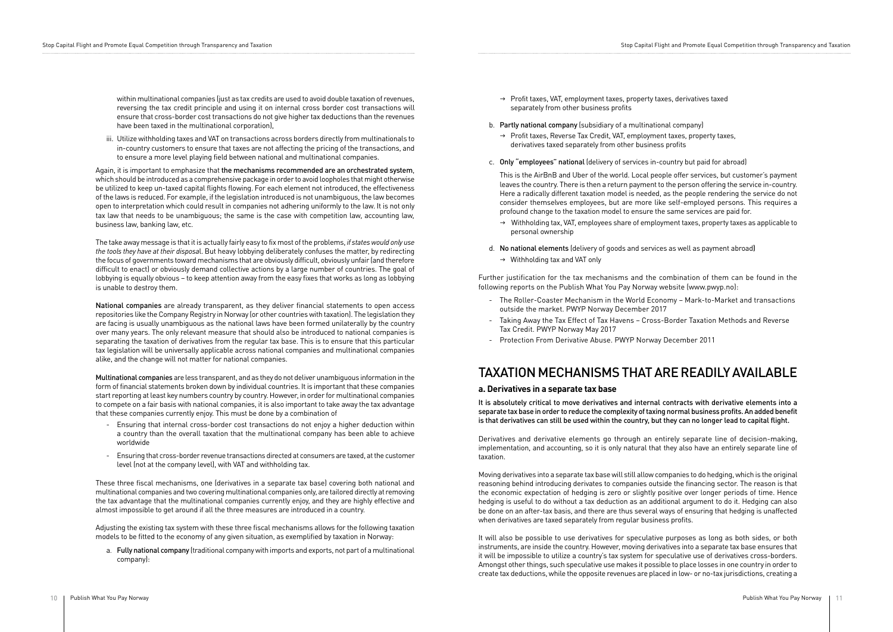within multinational companies (just as tax credits are used to avoid double taxation of revenues, reversing the tax credit principle and using it on internal cross border cost transactions will ensure that cross-border cost transactions do not give higher tax deductions than the revenues have been taxed in the multinational corporation),

iii. Utilize withholding taxes and VAT on transactions across borders directly from multinationals to in-country customers to ensure that taxes are not affecting the pricing of the transactions, and to ensure a more level playing field between national and multinational companies.

Again, it is important to emphasize that **the mechanisms recommended are an orchestrated system**, which should be introduced as a comprehensive package in order to avoid loopholes that might otherwise be utilized to keep un-taxed capital flights flowing. For each element not introduced, the effectiveness of the laws is reduced. For example, if the legislation introduced is not unambiguous, the law becomes open to interpretation which could result in companies not adhering uniformly to the law. It is not only tax law that needs to be unambiguous; the same is the case with competition law, accounting law, business law, banking law, etc.

The take away message is that it is actually fairly easy to fix most of the problems, *if states would only use the tools they have at their disposa*l. But heavy lobbying deliberately confuses the matter, by redirecting the focus of governments toward mechanisms that are obviously difficult, obviously unfair (and therefore difficult to enact) or obviously demand collective actions by a large number of countries. The goal of lobbying is equally obvious – to keep attention away from the easy fixes that works as long as lobbying is unable to destroy them.

**National companies** are already transparent, as they deliver financial statements to open access repositories like the Company Registry in Norway (or other countries with taxation). The legislation they are facing is usually unambiguous as the national laws have been formed unilaterally by the country over many years. The only relevant measure that should also be introduced to national companies is separating the taxation of derivatives from the regular tax base. This is to ensure that this particular tax legislation will be universally applicable across national companies and multinational companies alike, and the change will not matter for national companies.

**Multinational companies** are less transparent, and as they do not deliver unambiguous information in the form of financial statements broken down by individual countries. It is important that these companies start reporting at least key numbers country by country. However, in order for multinational companies to compete on a fair basis with national companies, it is also important to take away the tax advantage that these companies currently enjoy. This must be done by a combination of

- Ensuring that internal cross-border cost transactions do not enjoy a higher deduction within a country than the overall taxation that the multinational company has been able to achieve worldwide
- Ensuring that cross-border revenue transactions directed at consumers are taxed, at the customer level (not at the company level), with VAT and withholding tax.

These three fiscal mechanisms, one (derivatives in a separate tax base) covering both national and multinational companies and two covering multinational companies only, are tailored directly at removing the tax advantage that the multinational companies currently enjoy, and they are highly effective and almost impossible to get around if all the three measures are introduced in a country.

Adjusting the existing tax system with these three fiscal mechanisms allows for the following taxation models to be fitted to the economy of any given situation, as exemplified by taxation in Norway:

a. **Fully national company** (traditional company with imports and exports, not part of a multinational company):
   - → Profit taxes, VAT, employment taxes, property taxes, derivatives taxed separately from other business profits

b. **Partly national company** (subsidiary of a multinational company)
   - → Profit taxes, Reverse Tax Credit, VAT, employment taxes, property taxes, derivatives taxed separately from other business profits

c. **Only "employees" national** (delivery of services in-country but paid for abroad)

   This is the AirBnB and Uber of the world. Local people offer services, but customer's payment leaves the country. There is then a return payment to the person offering the service in-country. Here a radically different taxation model is needed, as the people rendering the service do not consider themselves employees, but are more like self-employed persons. This requires a profound change to the taxation model to ensure the same services are paid for.
   - → Withholding tax, VAT, employees share of employment taxes, property taxes as applicable to personal ownership

d. **No national elements** (delivery of goods and services as well as payment abroad)
   - → Withholding tax and VAT only

Further justification for the tax mechanisms and the combination of them can be found in the following reports on the Publish What You Pay Norway website (www.pwyp.no):

- The Roller-Coaster Mechanism in the World Economy – Mark-to-Market and transactions outside the market. PWYP Norway December 2017
- Taking Away the Tax Effect of Tax Havens – Cross-Border Taxation Methods and Reverse Tax Credit. PWYP Norway May 2017
- Protection From Derivative Abuse. PWYP Norway December 2011

# TAXATION MECHANISMS THAT ARE READILY AVAILABLE

## a. Derivatives in a separate tax base

**It is absolutely critical to move derivatives and internal contracts with derivative elements into a separate tax base in order to reduce the complexity of taxing normal business profits. An added benefit is that derivatives can still be used within the country, but they can no longer lead to capital flight.**

Derivatives and derivative elements go through an entirely separate line of decision-making, implementation, and accounting, so it is only natural that they also have an entirely separate line of taxation.

Moving derivatives into a separate tax base will still allow companies to do hedging, which is the original reasoning behind introducing derivates to companies outside the financing sector. The reason is that the economic expectation of hedging is zero or slightly positive over longer periods of time. Hence hedging is useful to do without a tax deduction as an additional argument to do it. Hedging can also be done on an after-tax basis, and there are thus several ways of ensuring that hedging is unaffected when derivatives are taxed separately from regular business profits.

It will also be possible to use derivatives for speculative purposes as long as both sides, or both instruments, are inside the country. However, moving derivatives into a separate tax base ensures that it will be impossible to utilize a country's tax system for speculative use of derivatives cross-borders. Amongst other things, such speculative use makes it possible to place losses in one country in order to create tax deductions, while the opposite revenues are placed in low- or no-tax jurisdictions, creating a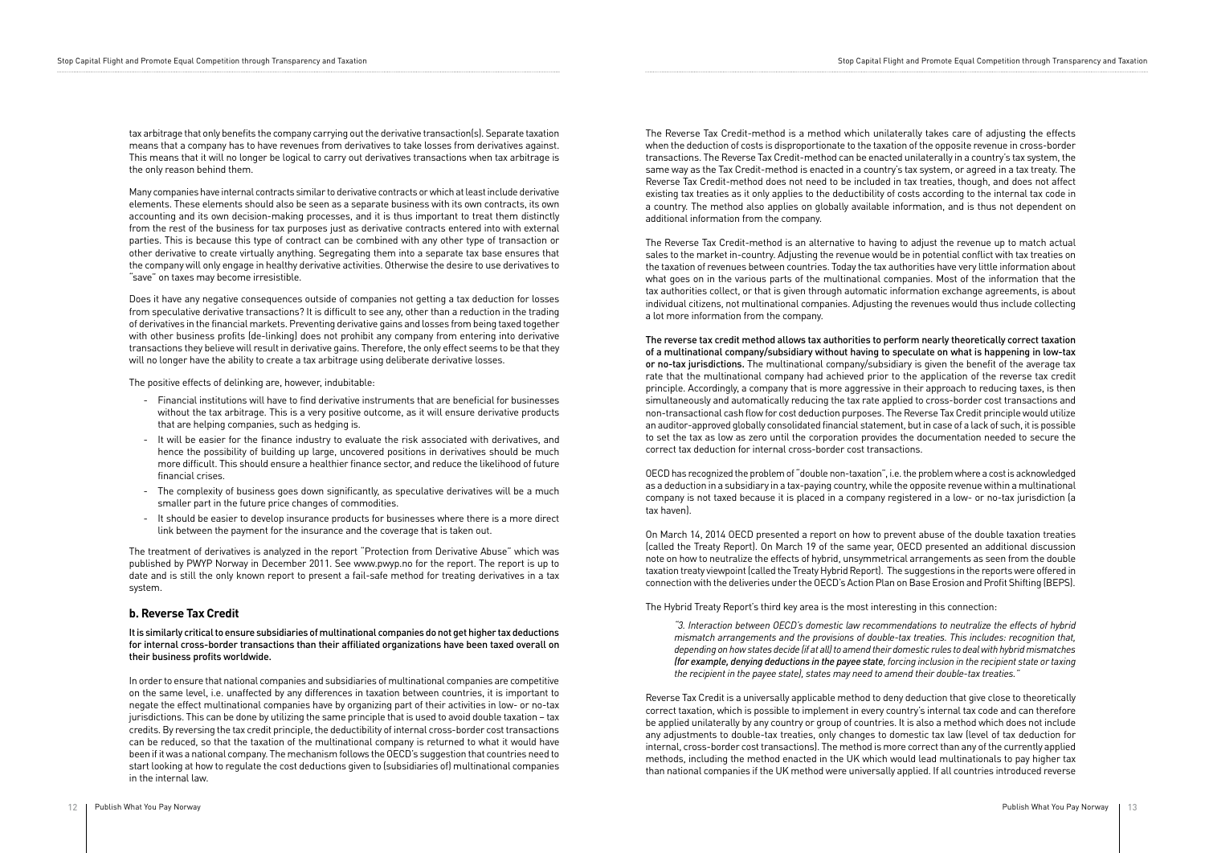tax arbitrage that only benefits the company carrying out the derivative transaction(s). Separate taxation means that a company has to have revenues from derivatives to take losses from derivatives against. This means that it will no longer be logical to carry out derivatives transactions when tax arbitrage is the only reason behind them.

Many companies have internal contracts similar to derivative contracts or which at least include derivative elements. These elements should also be seen as a separate business with its own contracts, its own accounting and its own decision-making processes, and it is thus important to treat them distinctly from the rest of the business for tax purposes just as derivative contracts entered into with external parties. This is because this type of contract can be combined with any other type of transaction or other derivative to create virtually anything. Segregating them into a separate tax base ensures that the company will only engage in healthy derivative activities. Otherwise the desire to use derivatives to "save" on taxes may become irresistible.

Does it have any negative consequences outside of companies not getting a tax deduction for losses from speculative derivative transactions? It is difficult to see any, other than a reduction in the trading of derivatives in the financial markets. Preventing derivative gains and losses from being taxed together with other business profits (de-linking) does not prohibit any company from entering into derivative transactions they believe will result in derivative gains. Therefore, the only effect seems to be that they will no longer have the ability to create a tax arbitrage using deliberate derivative losses.

The positive effects of delinking are, however, indubitable:

- Financial institutions will have to find derivative instruments that are beneficial for businesses without the tax arbitrage. This is a very positive outcome, as it will ensure derivative products that are helping companies, such as hedging is.
- It will be easier for the finance industry to evaluate the risk associated with derivatives, and hence the possibility of building up large, uncovered positions in derivatives should be much more difficult. This should ensure a healthier finance sector, and reduce the likelihood of future financial crises.
- The complexity of business goes down significantly, as speculative derivatives will be a much smaller part in the future price changes of commodities.
- It should be easier to develop insurance products for businesses where there is a more direct link between the payment for the insurance and the coverage that is taken out.

The treatment of derivatives is analyzed in the report "Protection from Derivative Abuse" which was published by PWYP Norway in December 2011. See www.pwyp.no for the report. The report is up to date and is still the only known report to present a fail-safe method for treating derivatives in a tax system.

## b. Reverse Tax Credit

**It is similarly critical to ensure subsidiaries of multinational companies do not get higher tax deductions for internal cross-border transactions than their affiliated organizations have been taxed overall on their business profits worldwide.**

In order to ensure that national companies and subsidiaries of multinational companies are competitive on the same level, i.e. unaffected by any differences in taxation between countries, it is important to negate the effect multinational companies have by organizing part of their activities in low- or no-tax jurisdictions. This can be done by utilizing the same principle that is used to avoid double taxation – tax credits. By reversing the tax credit principle, the deductibility of internal cross-border cost transactions can be reduced, so that the taxation of the multinational company is returned to what it would have been if it was a national company. The mechanism follows the OECD's suggestion that countries need to start looking at how to regulate the cost deductions given to (subsidiaries of) multinational companies in the internal law.

The Reverse Tax Credit-method is a method which unilaterally takes care of adjusting the effects when the deduction of costs is disproportionate to the taxation of the opposite revenue in cross-border transactions. The Reverse Tax Credit-method can be enacted unilaterally in a country's tax system, the same way as the Tax Credit-method is enacted in a country's tax system, or agreed in a tax treaty. The Reverse Tax Credit-method does not need to be included in tax treaties, though, and does not affect existing tax treaties as it only applies to the deductibility of costs according to the internal tax code in a country. The method also applies on globally available information, and is thus not dependent on additional information from the company.

The Reverse Tax Credit-method is an alternative to having to adjust the revenue up to match actual sales to the market in-country. Adjusting the revenue would be in potential conflict with tax treaties on the taxation of revenues between countries. Today the tax authorities have very little information about what goes on in the various parts of the multinational companies. Most of the information that the tax authorities collect, or that is given through automatic information exchange agreements, is about individual citizens, not multinational companies. Adjusting the revenues would thus include collecting a lot more information from the company.

**The reverse tax credit method allows tax authorities to perform nearly theoretically correct taxation of a multinational company/subsidiary without having to speculate on what is happening in low-tax or no-tax jurisdictions.** The multinational company/subsidiary is given the benefit of the average tax rate that the multinational company had achieved prior to the application of the reverse tax credit principle. Accordingly, a company that is more aggressive in their approach to reducing taxes, is then simultaneously and automatically reducing the tax rate applied to cross-border cost transactions and non-transactional cash flow for cost deduction purposes. The Reverse Tax Credit principle would utilize an auditor-approved globally consolidated financial statement, but in case of a lack of such, it is possible to set the tax as low as zero until the corporation provides the documentation needed to secure the correct tax deduction for internal cross-border cost transactions.

OECD has recognized the problem of "double non-taxation", i.e. the problem where a cost is acknowledged as a deduction in a subsidiary in a tax-paying country, while the opposite revenue within a multinational company is not taxed because it is placed in a company registered in a low- or no-tax jurisdiction (a tax haven).

On March 14, 2014 OECD presented a report on how to prevent abuse of the double taxation treaties (called the Treaty Report). On March 19 of the same year, OECD presented an additional discussion note on how to neutralize the effects of hybrid, unsymmetrical arrangements as seen from the double taxation treaty viewpoint (called the Treaty Hybrid Report). The suggestions in the reports were offered in connection with the deliveries under the OECD's Action Plan on Base Erosion and Profit Shifting (BEPS).

The Hybrid Treaty Report's third key area is the most interesting in this connection:

> *"3. Interaction between OECD's domestic law recommendations to neutralize the effects of hybrid mismatch arrangements and the provisions of double-tax treaties. This includes: recognition that, depending on how states decide (if at all) to amend their domestic rules to deal with hybrid mismatches **(for example, denying deductions in the payee state**, forcing inclusion in the recipient state or taxing the recipient in the payee state), states may need to amend their double-tax treaties."*

Reverse Tax Credit is a universally applicable method to deny deduction that give close to theoretically correct taxation, which is possible to implement in every country's internal tax code and can therefore be applied unilaterally by any country or group of countries. It is also a method which does not include any adjustments to double-tax treaties, only changes to domestic tax law (level of tax deduction for internal, cross-border cost transactions). The method is more correct than any of the currently applied methods, including the method enacted in the UK which would lead multinationals to pay higher tax than national companies if the UK method were universally applied. If all countries introduced reverse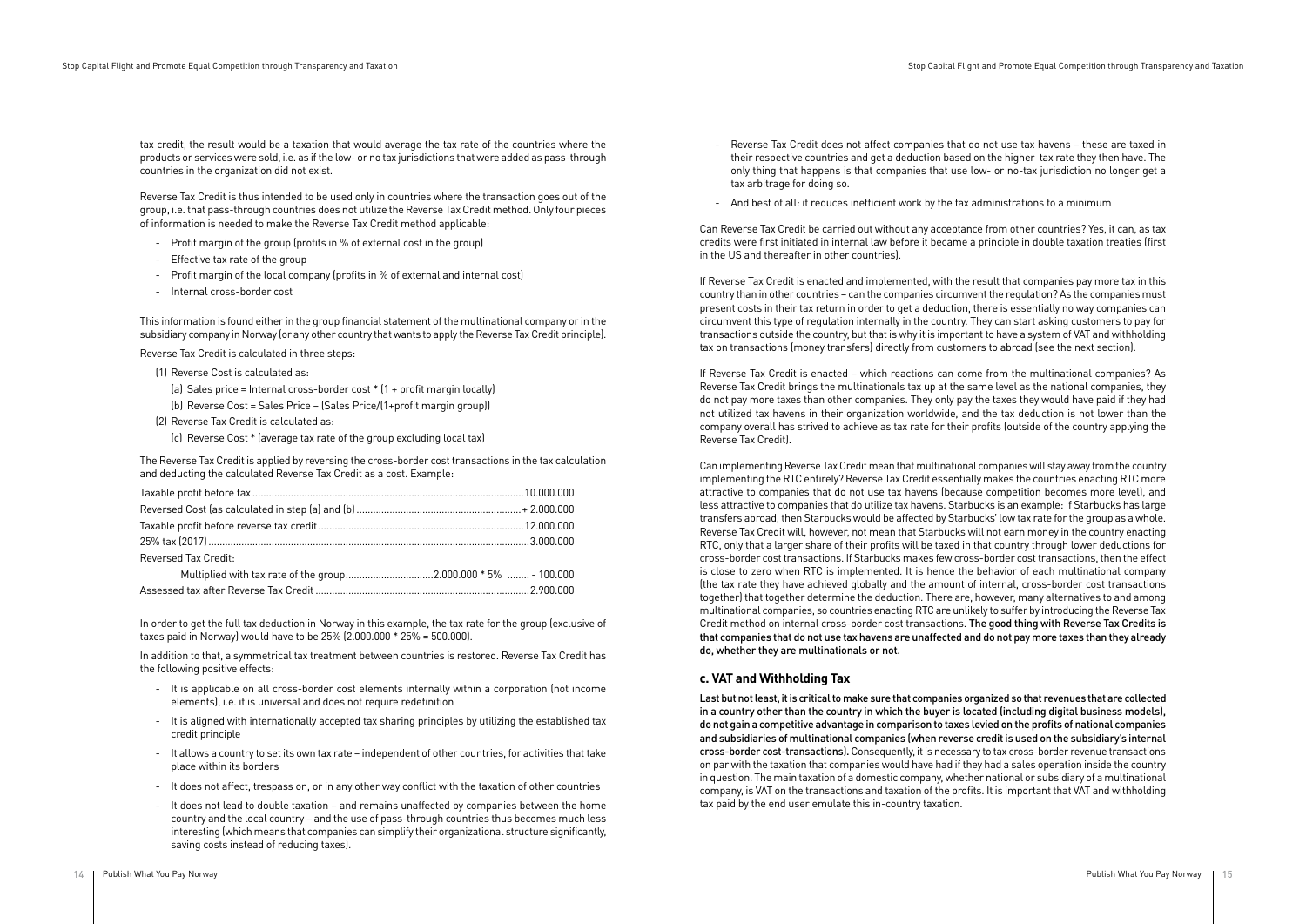tax credit, the result would be a taxation that would average the tax rate of the countries where the products or services were sold, i.e. as if the low- or no tax jurisdictions that were added as pass-through countries in the organization did not exist.

Reverse Tax Credit is thus intended to be used only in countries where the transaction goes out of the group, i.e. that pass-through countries does not utilize the Reverse Tax Credit method. Only four pieces of information is needed to make the Reverse Tax Credit method applicable:

- Profit margin of the group (profits in % of external cost in the group)
- Effective tax rate of the group
- Profit margin of the local company (profits in % of external and internal cost)
- Internal cross-border cost

This information is found either in the group financial statement of the multinational company or in the subsidiary company in Norway (or any other country that wants to apply the Reverse Tax Credit principle).

Reverse Tax Credit is calculated in three steps:

(1) Reverse Cost is calculated as:

(a) Sales price = Internal cross-border cost * (1 + profit margin locally)

(b) Reverse Cost = Sales Price – (Sales Price/(1+profit margin group))

(2) Reverse Tax Credit is calculated as:

(c) Reverse Cost * (average tax rate of the group excluding local tax)

The Reverse Tax Credit is applied by reversing the cross-border cost transactions in the tax calculation and deducting the calculated Reverse Tax Credit as a cost. Example:

| | | |
|---|---|---|
| Taxable profit before tax | | 10.000.000 |
| Reversed Cost (as calculated in step (a) and (b) | | + 2.000.000 |
| Taxable profit before reverse tax credit | | 12.000.000 |
| 25% tax (2017) | | 3.000.000 |
| Reversed Tax Credit: | | |
| Multiplied with tax rate of the group | 2.000.000 * 5% | - 100.000 |
| Assessed tax after Reverse Tax Credit | | 2.900.000 |

In order to get the full tax deduction in Norway in this example, the tax rate for the group (exclusive of taxes paid in Norway) would have to be 25% (2.000.000 * 25% = 500.000).

In addition to that, a symmetrical tax treatment between countries is restored. Reverse Tax Credit has the following positive effects:

- It is applicable on all cross-border cost elements internally within a corporation (not income elements), i.e. it is universal and does not require redefinition
- It is aligned with internationally accepted tax sharing principles by utilizing the established tax credit principle
- It allows a country to set its own tax rate – independent of other countries, for activities that take place within its borders
- It does not affect, trespass on, or in any other way conflict with the taxation of other countries
- It does not lead to double taxation – and remains unaffected by companies between the home country and the local country – and the use of pass-through countries thus becomes much less interesting (which means that companies can simplify their organizational structure significantly, saving costs instead of reducing taxes).
- Reverse Tax Credit does not affect companies that do not use tax havens – these are taxed in their respective countries and get a deduction based on the higher tax rate they then have. The only thing that happens is that companies that use low- or no-tax jurisdiction no longer get a tax arbitrage for doing so.
- And best of all: it reduces inefficient work by the tax administrations to a minimum

Can Reverse Tax Credit be carried out without any acceptance from other countries? Yes, it can, as tax credits were first initiated in internal law before it became a principle in double taxation treaties (first in the US and thereafter in other countries).

If Reverse Tax Credit is enacted and implemented, with the result that companies pay more tax in this country than in other countries – can the companies circumvent the regulation? As the companies must present costs in their tax return in order to get a deduction, there is essentially no way companies can circumvent this type of regulation internally in the country. They can start asking customers to pay for transactions outside the country, but that is why it is important to have a system of VAT and withholding tax on transactions (money transfers) directly from customers to abroad (see the next section).

If Reverse Tax Credit is enacted – which reactions can come from the multinational companies? As Reverse Tax Credit brings the multinationals tax up at the same level as the national companies, they do not pay more taxes than other companies. They only pay the taxes they would have paid if they had not utilized tax havens in their organization worldwide, and the tax deduction is not lower than the company overall has strived to achieve as tax rate for their profits (outside of the country applying the Reverse Tax Credit).

Can implementing Reverse Tax Credit mean that multinational companies will stay away from the country implementing the RTC entirely? Reverse Tax Credit essentially makes the countries enacting RTC more attractive to companies that do not use tax havens (because competition becomes more level), and less attractive to companies that do utilize tax havens. Starbucks is an example: If Starbucks has large transfers abroad, then Starbucks would be affected by Starbucks' low tax rate for the group as a whole. Reverse Tax Credit will, however, not mean that Starbucks will not earn money in the country enacting RTC, only that a larger share of their profits will be taxed in that country through lower deductions for cross-border cost transactions. If Starbucks makes few cross-border cost transactions, then the effect is close to zero when RTC is implemented. It is hence the behavior of each multinational company (the tax rate they have achieved globally and the amount of internal, cross-border cost transactions together) that together determine the deduction. There are, however, many alternatives to and among multinational companies, so countries enacting RTC are unlikely to suffer by introducing the Reverse Tax Credit method on internal cross-border cost transactions. **The good thing with Reverse Tax Credits is that companies that do not use tax havens are unaffected and do not pay more taxes than they already do, whether they are multinationals or not.**

## c. VAT and Withholding Tax

**Last but not least, it is critical to make sure that companies organized so that revenues that are collected in a country other than the country in which the buyer is located (including digital business models), do not gain a competitive advantage in comparison to taxes levied on the profits of national companies and subsidiaries of multinational companies (when reverse credit is used on the subsidiary's internal cross-border cost-transactions).** Consequently, it is necessary to tax cross-border revenue transactions on par with the taxation that companies would have had if they had a sales operation inside the country in question. The main taxation of a domestic company, whether national or subsidiary of a multinational company, is VAT on the transactions and taxation of the profits. It is important that VAT and withholding tax paid by the end user emulate this in-country taxation.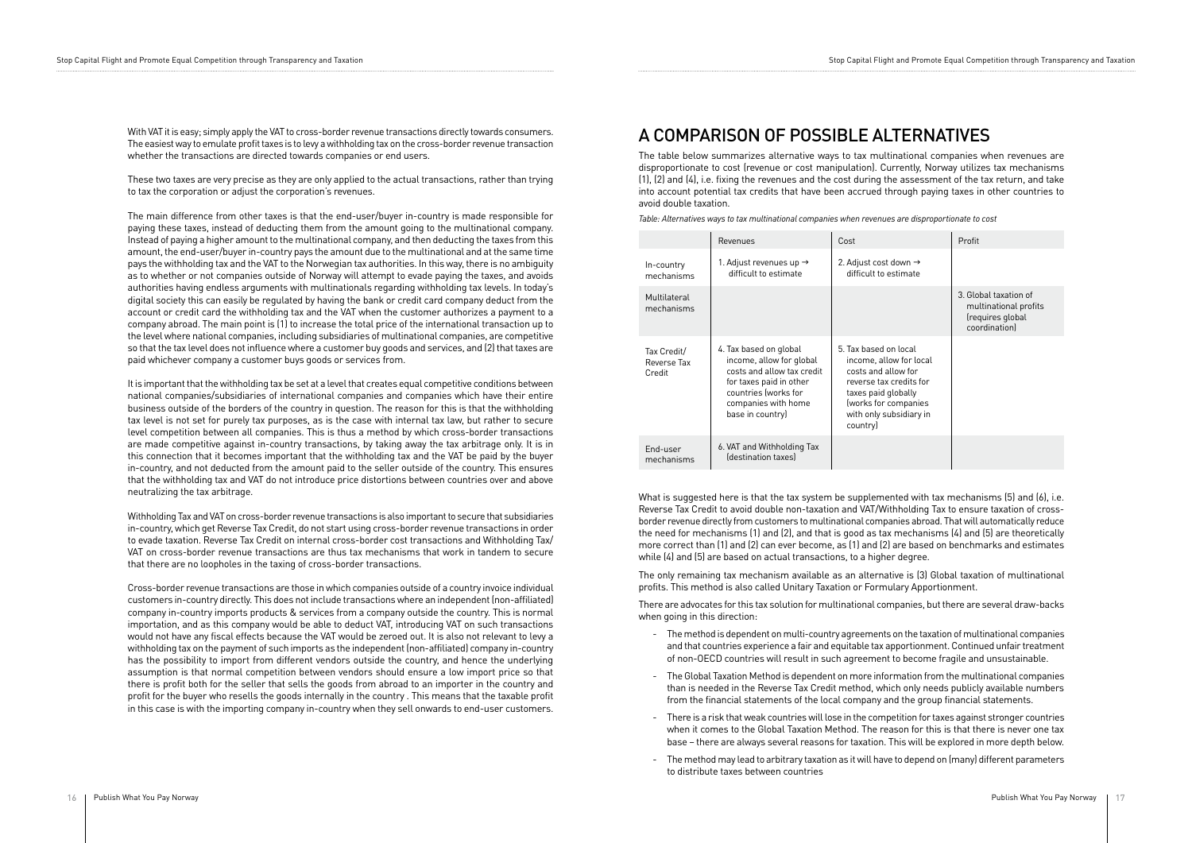With VAT it is easy; simply apply the VAT to cross-border revenue transactions directly towards consumers. The easiest way to emulate profit taxes is to levy a withholding tax on the cross-border revenue transaction whether the transactions are directed towards companies or end users.

These two taxes are very precise as they are only applied to the actual transactions, rather than trying to tax the corporation or adjust the corporation's revenues.

The main difference from other taxes is that the end-user/buyer in-country is made responsible for paying these taxes, instead of deducting them from the amount going to the multinational company. Instead of paying a higher amount to the multinational company, and then deducting the taxes from this amount, the end-user/buyer in-country pays the amount due to the multinational and at the same time pays the withholding tax and the VAT to the Norwegian tax authorities. In this way, there is no ambiguity as to whether or not companies outside of Norway will attempt to evade paying the taxes, and avoids authorities having endless arguments with multinationals regarding withholding tax levels. In today's digital society this can easily be regulated by having the bank or credit card company deduct from the account or credit card the withholding tax and the VAT when the customer authorizes a payment to a company abroad. The main point is (1) to increase the total price of the international transaction up to the level where national companies, including subsidiaries of multinational companies, are competitive so that the tax level does not influence where a customer buy goods and services, and (2) that taxes are paid whichever company a customer buys goods or services from.

It is important that the withholding tax be set at a level that creates equal competitive conditions between national companies/subsidiaries of international companies and companies which have their entire business outside of the borders of the country in question. The reason for this is that the withholding tax level is not set for purely tax purposes, as is the case with internal tax law, but rather to secure level competition between all companies. This is thus a method by which cross-border transactions are made competitive against in-country transactions, by taking away the tax arbitrage only. It is in this connection that it becomes important that the withholding tax and the VAT be paid by the buyer in-country, and not deducted from the amount paid to the seller outside of the country. This ensures that the withholding tax and VAT do not introduce price distortions between countries over and above neutralizing the tax arbitrage.

Withholding Tax and VAT on cross-border revenue transactions is also important to secure that subsidiaries in-country, which get Reverse Tax Credit, do not start using cross-border revenue transactions in order to evade taxation. Reverse Tax Credit on internal cross-border cost transactions and Withholding Tax/VAT on cross-border revenue transactions are thus tax mechanisms that work in tandem to secure that there are no loopholes in the taxing of cross-border transactions.

Cross-border revenue transactions are those in which companies outside of a country invoice individual customers in-country directly. This does not include transactions where an independent (non-affiliated) company in-country imports products & services from a company outside the country. This is normal importation, and as this company would be able to deduct VAT, introducing VAT on such transactions would not have any fiscal effects because the VAT would be zeroed out. It is also not relevant to levy a withholding tax on the payment of such imports as the independent (non-affiliated) company in-country has the possibility to import from different vendors outside the country, and hence the underlying assumption is that normal competition between vendors should ensure a low import price so that there is profit both for the seller that sells the goods from abroad to an importer in the country and profit for the buyer who resells the goods internally in the country . This means that the taxable profit in this case is with the importing company in-country when they sell onwards to end-user customers.

# A COMPARISON OF POSSIBLE ALTERNATIVES

The table below summarizes alternative ways to tax multinational companies when revenues are disproportionate to cost (revenue or cost manipulation). Currently, Norway utilizes tax mechanisms (1), (2) and (4), i.e. fixing the revenues and the cost during the assessment of the tax return, and take into account potential tax credits that have been accrued through paying taxes in other countries to avoid double taxation.

*Table: Alternatives ways to tax multinational companies when revenues are disproportionate to cost*

| | Revenues | Cost | Profit |
|---|---|---|---|
| In-country mechanisms | 1. Adjust revenues up → difficult to estimate | 2. Adjust cost down → difficult to estimate | |
| Multilateral mechanisms | | | 3. Global taxation of multinational profits (requires global coordination) |
| Tax Credit/ Reverse Tax Credit | 4. Tax based on global income, allow for global costs and allow tax credit for taxes paid in other countries (works for companies with home base in country) | 5. Tax based on local income, allow for local costs and allow for reverse tax credits for taxes paid globally (works for companies with only subsidiary in country) | |
| End-user mechanisms | 6. VAT and Withholding Tax (destination taxes) | | |

What is suggested here is that the tax system be supplemented with tax mechanisms (5) and (6), i.e. Reverse Tax Credit to avoid double non-taxation and VAT/Withholding Tax to ensure taxation of cross-border revenue directly from customers to multinational companies abroad. That will automatically reduce the need for mechanisms (1) and (2), and that is good as tax mechanisms (4) and (5) are theoretically more correct than (1) and (2) can ever become, as (1) and (2) are based on benchmarks and estimates while (4) and (5) are based on actual transactions, to a higher degree.

The only remaining tax mechanism available as an alternative is (3) Global taxation of multinational profits. This method is also called Unitary Taxation or Formulary Apportionment.

There are advocates for this tax solution for multinational companies, but there are several draw-backs when going in this direction:

- The method is dependent on multi-country agreements on the taxation of multinational companies and that countries experience a fair and equitable tax apportionment. Continued unfair treatment of non-OECD countries will result in such agreement to become fragile and unsustainable.
- The Global Taxation Method is dependent on more information from the multinational companies than is needed in the Reverse Tax Credit method, which only needs publicly available numbers from the financial statements of the local company and the group financial statements.
- There is a risk that weak countries will lose in the competition for taxes against stronger countries when it comes to the Global Taxation Method. The reason for this is that there is never one tax base – there are always several reasons for taxation. This will be explored in more depth below.
- The method may lead to arbitrary taxation as it will have to depend on (many) different parameters to distribute taxes between countries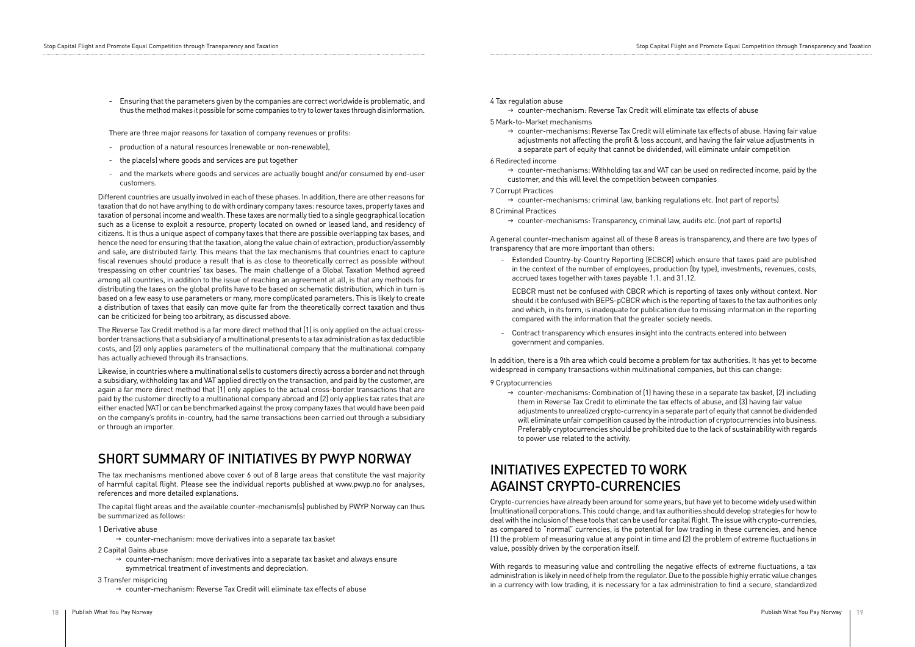- Ensuring that the parameters given by the companies are correct worldwide is problematic, and thus the method makes it possible for some companies to try to lower taxes through disinformation.

There are three major reasons for taxation of company revenues or profits:

- production of a natural resources (renewable or non-renewable),
- the place(s) where goods and services are put together
- and the markets where goods and services are actually bought and/or consumed by end-user customers.

Different countries are usually involved in each of these phases. In addition, there are other reasons for taxation that do not have anything to do with ordinary company taxes: resource taxes, property taxes and taxation of personal income and wealth. These taxes are normally tied to a single geographical location such as a license to exploit a resource, property located on owned or leased land, and residency of citizens. It is thus a unique aspect of company taxes that there are possible overlapping tax bases, and hence the need for ensuring that the taxation, along the value chain of extraction, production/assembly and sale, are distributed fairly. This means that the tax mechanisms that countries enact to capture fiscal revenues should produce a result that is as close to theoretically correct as possible without trespassing on other countries' tax bases. The main challenge of a Global Taxation Method agreed among all countries, in addition to the issue of reaching an agreement at all, is that any methods for distributing the taxes on the global profits have to be based on schematic distribution, which in turn is based on a few easy to use parameters or many, more complicated parameters. This is likely to create a distribution of taxes that easily can move quite far from the theoretically correct taxation and thus can be criticized for being too arbitrary, as discussed above.

The Reverse Tax Credit method is a far more direct method that (1) is only applied on the actual cross-border transactions that a subsidiary of a multinational presents to a tax administration as tax deductible costs, and (2) only applies parameters of the multinational company that the multinational company has actually achieved through its transactions.

Likewise, in countries where a multinational sells to customers directly across a border and not through a subsidiary, withholding tax and VAT applied directly on the transaction, and paid by the customer, are again a far more direct method that (1) only applies to the actual cross-border transactions that are paid by the customer directly to a multinational company abroad and (2) only applies tax rates that are either enacted (VAT) or can be benchmarked against the proxy company taxes that would have been paid on the company's profits in-country, had the same transactions been carried out through a subsidiary or through an importer.

## SHORT SUMMARY OF INITIATIVES BY PWYP NORWAY

The tax mechanisms mentioned above cover 6 out of 8 large areas that constitute the vast majority of harmful capital flight. Please see the individual reports published at www.pwyp.no for analyses, references and more detailed explanations.

The capital flight areas and the available counter-mechanism(s) published by PWYP Norway can thus be summarized as follows:

1 Derivative abuse
 → counter-mechanism: move derivatives into a separate tax basket

2 Capital Gains abuse
 → counter-mechanism: move derivatives into a separate tax basket and always ensure symmetrical treatment of investments and depreciation.

3 Transfer mispricing
 → counter-mechanism: Reverse Tax Credit will eliminate tax effects of abuse

4 Tax regulation abuse
 → counter-mechanism: Reverse Tax Credit will eliminate tax effects of abuse

5 Mark-to-Market mechanisms
 → counter-mechanisms: Reverse Tax Credit will eliminate tax effects of abuse. Having fair value adjustments not affecting the profit & loss account, and having the fair value adjustments in a separate part of equity that cannot be dividended, will eliminate unfair competition

6 Redirected income
 → counter-mechanisms: Withholding tax and VAT can be used on redirected income, paid by the customer, and this will level the competition between companies

7 Corrupt Practices
 → counter-mechanisms: criminal law, banking regulations etc. (not part of reports)

8 Criminal Practices
 → counter-mechanisms: Transparency, criminal law, audits etc. (not part of reports)

A general counter-mechanism against all of these 8 areas is transparency, and there are two types of transparency that are more important than others:

- Extended Country-by-Country Reporting (ECBCR) which ensure that taxes paid are published in the context of the number of employees, production (by type), investments, revenues, costs, accrued taxes together with taxes payable 1.1. and 31.12.

  ECBCR must not be confused with CBCR which is reporting of taxes only without context. Nor should it be confused with BEPS-pCBCR which is the reporting of taxes to the tax authorities only and which, in its form, is inadequate for publication due to missing information in the reporting compared with the information that the greater society needs.

- Contract transparency which ensures insight into the contracts entered into between government and companies.

In addition, there is a 9th area which could become a problem for tax authorities. It has yet to become widespread in company transactions within multinational companies, but this can change:

9 Cryptocurrencies
 → counter-mechanisms: Combination of (1) having these in a separate tax basket, (2) including them in Reverse Tax Credit to eliminate the tax effects of abuse, and (3) having fair value adjustments to unrealized crypto-currency in a separate part of equity that cannot be dividended will eliminate unfair competition caused by the introduction of cryptocurrencies into business. Preferably cryptocurrencies should be prohibited due to the lack of sustainability with regards to power use related to the activity.

## INITIATIVES EXPECTED TO WORK AGAINST CRYPTO-CURRENCIES

Crypto-currencies have already been around for some years, but have yet to become widely used within (multinational) corporations. This could change, and tax authorities should develop strategies for how to deal with the inclusion of these tools that can be used for capital flight. The issue with crypto-currencies, as compared to "normal" currencies, is the potential for low trading in these currencies, and hence (1) the problem of measuring value at any point in time and (2) the problem of extreme fluctuations in value, possibly driven by the corporation itself.

With regards to measuring value and controlling the negative effects of extreme fluctuations, a tax administration is likely in need of help from the regulator. Due to the possible highly erratic value changes in a currency with low trading, it is necessary for a tax administration to find a secure, standardized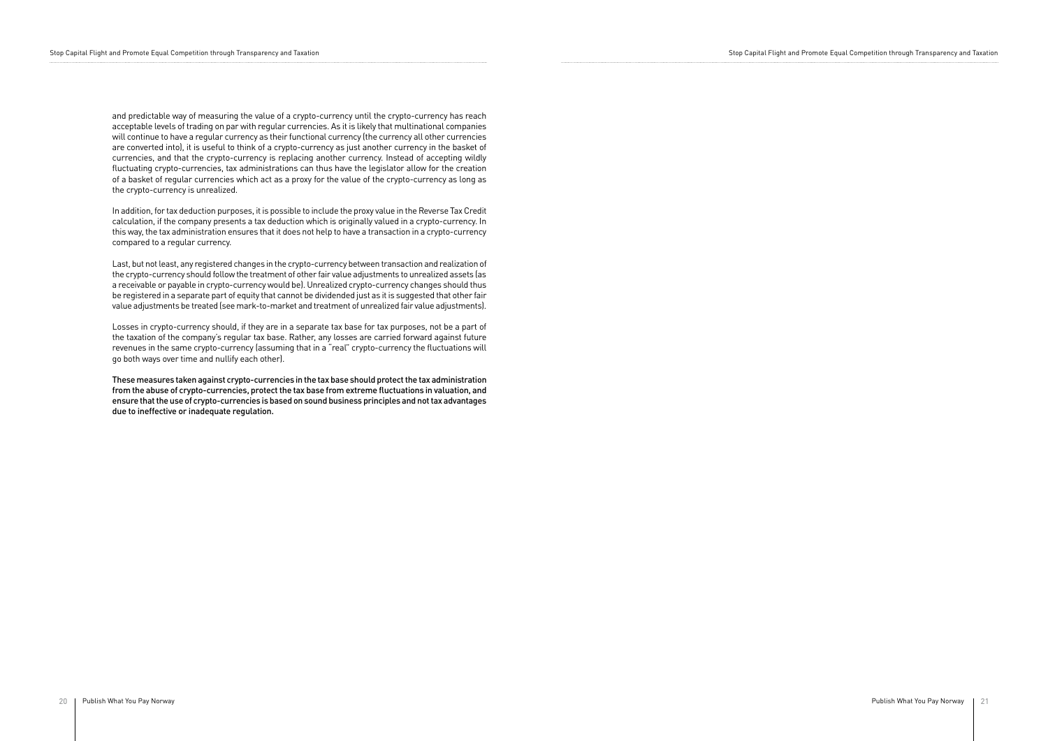and predictable way of measuring the value of a crypto-currency until the crypto-currency has reach acceptable levels of trading on par with regular currencies. As it is likely that multinational companies will continue to have a regular currency as their functional currency (the currency all other currencies are converted into), it is useful to think of a crypto-currency as just another currency in the basket of currencies, and that the crypto-currency is replacing another currency. Instead of accepting wildly fluctuating crypto-currencies, tax administrations can thus have the legislator allow for the creation of a basket of regular currencies which act as a proxy for the value of the crypto-currency as long as the crypto-currency is unrealized.

In addition, for tax deduction purposes, it is possible to include the proxy value in the Reverse Tax Credit calculation, if the company presents a tax deduction which is originally valued in a crypto-currency. In this way, the tax administration ensures that it does not help to have a transaction in a crypto-currency compared to a regular currency.

Last, but not least, any registered changes in the crypto-currency between transaction and realization of the crypto-currency should follow the treatment of other fair value adjustments to unrealized assets (as a receivable or payable in crypto-currency would be). Unrealized crypto-currency changes should thus be registered in a separate part of equity that cannot be dividended just as it is suggested that other fair value adjustments be treated (see mark-to-market and treatment of unrealized fair value adjustments).

Losses in crypto-currency should, if they are in a separate tax base for tax purposes, not be a part of the taxation of the company's regular tax base. Rather, any losses are carried forward against future revenues in the same crypto-currency (assuming that in a "real" crypto-currency the fluctuations will go both ways over time and nullify each other).

**These measures taken against crypto-currencies in the tax base should protect the tax administration from the abuse of crypto-currencies, protect the tax base from extreme fluctuations in valuation, and ensure that the use of crypto-currencies is based on sound business principles and not tax advantages due to ineffective or inadequate regulation.**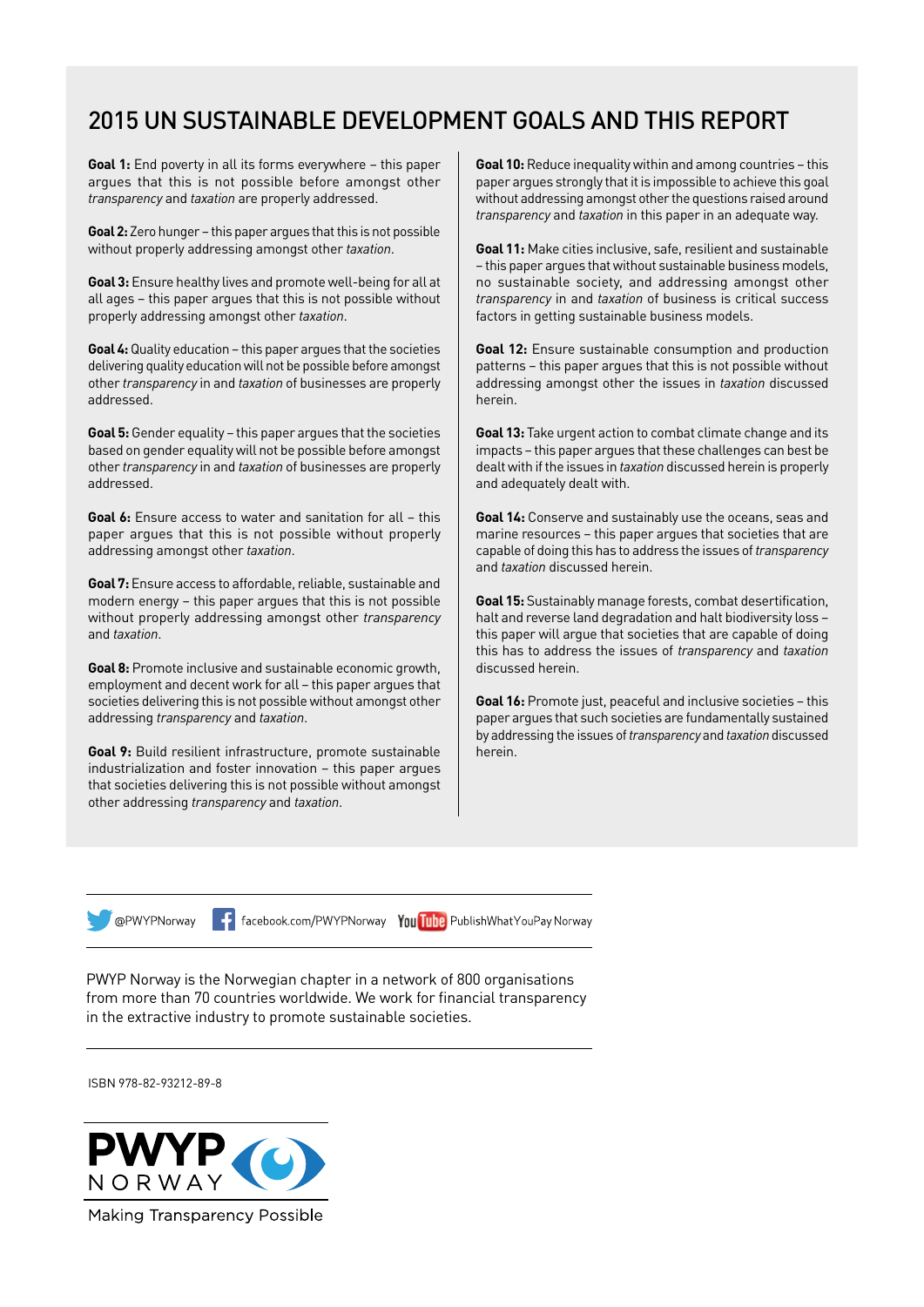## 2015 UN SUSTAINABLE DEVELOPMENT GOALS AND THIS REPORT

**Goal 1:** End poverty in all its forms everywhere – this paper argues that this is not possible before amongst other *transparency* and *taxation* are properly addressed.

**Goal 2:** Zero hunger – this paper argues that this is not possible without properly addressing amongst other *taxation*.

**Goal 3:** Ensure healthy lives and promote well-being for all at all ages – this paper argues that this is not possible without properly addressing amongst other *taxation*.

**Goal 4:** Quality education – this paper argues that the societies delivering quality education will not be possible before amongst other *transparency* in and *taxation* of businesses are properly addressed.

**Goal 5:** Gender equality – this paper argues that the societies based on gender equality will not be possible before amongst other *transparency* in and *taxation* of businesses are properly addressed.

**Goal 6:** Ensure access to water and sanitation for all – this paper argues that this is not possible without properly addressing amongst other *taxation*.

**Goal 7:** Ensure access to affordable, reliable, sustainable and modern energy – this paper argues that this is not possible without properly addressing amongst other *transparency* and *taxation*.

**Goal 8:** Promote inclusive and sustainable economic growth, employment and decent work for all – this paper argues that societies delivering this is not possible without amongst other addressing *transparency* and *taxation*.

**Goal 9:** Build resilient infrastructure, promote sustainable industrialization and foster innovation – this paper argues that societies delivering this is not possible without amongst other addressing *transparency* and *taxation*.

**Goal 10:** Reduce inequality within and among countries – this paper argues strongly that it is impossible to achieve this goal without addressing amongst other the questions raised around *transparency* and *taxation* in this paper in an adequate way.

**Goal 11:** Make cities inclusive, safe, resilient and sustainable – this paper argues that without sustainable business models, no sustainable society, and addressing amongst other *transparency* in and *taxation* of business is critical success factors in getting sustainable business models.

**Goal 12:** Ensure sustainable consumption and production patterns – this paper argues that this is not possible without addressing amongst other the issues in *taxation* discussed herein.

**Goal 13:** Take urgent action to combat climate change and its impacts – this paper argues that these challenges can best be dealt with if the issues in *taxation* discussed herein is properly and adequately dealt with.

**Goal 14:** Conserve and sustainably use the oceans, seas and marine resources – this paper argues that societies that are capable of doing this has to address the issues of *transparency* and *taxation* discussed herein.

**Goal 15:** Sustainably manage forests, combat desertification, halt and reverse land degradation and halt biodiversity loss – this paper will argue that societies that are capable of doing this has to address the issues of *transparency* and *taxation* discussed herein.

**Goal 16:** Promote just, peaceful and inclusive societies – this paper argues that such societies are fundamentally sustained by addressing the issues of *transparency* and *taxation* discussed herein.

@PWYPNorway facebook.com/PWYPNorway PublishWhatYouPay Norway

PWYP Norway is the Norwegian chapter in a network of 800 organisations from more than 70 countries worldwide. We work for financial transparency in the extractive industry to promote sustainable societies.

ISBN 978-82-93212-89-8

PWYP NORWAY

Making Transparency Possible